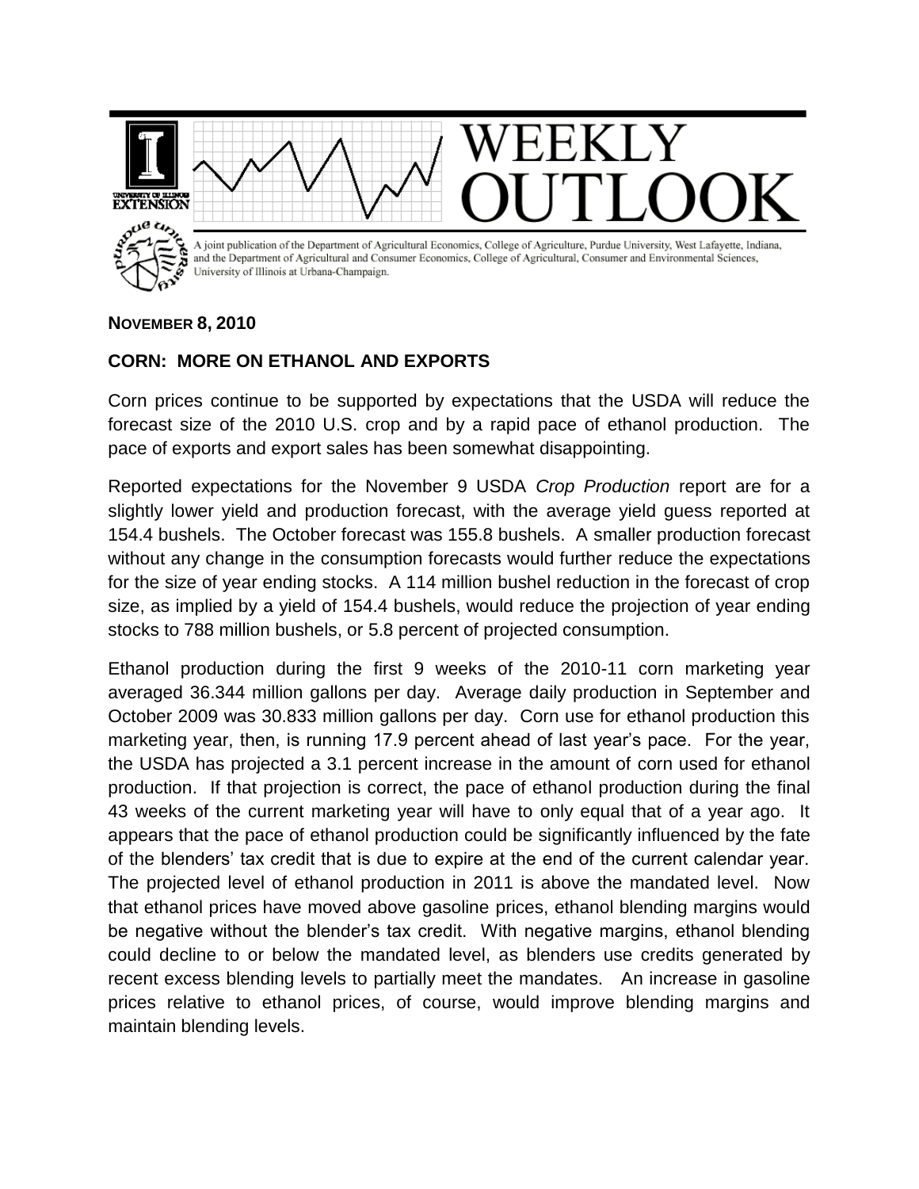# WEEKLY OUTLOOK

A joint publication of the Department of Agricultural Economics, College of Agriculture, Purdue University, West Lafayette, Indiana, and the Department of Agricultural and Consumer Economics, College of Agricultural, Consumer and Environmental Sciences, University of Illinois at Urbana-Champaign.

**NOVEMBER 8, 2010**

## CORN: MORE ON ETHANOL AND EXPORTS

Corn prices continue to be supported by expectations that the USDA will reduce the forecast size of the 2010 U.S. crop and by a rapid pace of ethanol production. The pace of exports and export sales has been somewhat disappointing.

Reported expectations for the November 9 USDA *Crop Production* report are for a slightly lower yield and production forecast, with the average yield guess reported at 154.4 bushels. The October forecast was 155.8 bushels. A smaller production forecast without any change in the consumption forecasts would further reduce the expectations for the size of year ending stocks. A 114 million bushel reduction in the forecast of crop size, as implied by a yield of 154.4 bushels, would reduce the projection of year ending stocks to 788 million bushels, or 5.8 percent of projected consumption.

Ethanol production during the first 9 weeks of the 2010-11 corn marketing year averaged 36.344 million gallons per day. Average daily production in September and October 2009 was 30.833 million gallons per day. Corn use for ethanol production this marketing year, then, is running 17.9 percent ahead of last year's pace. For the year, the USDA has projected a 3.1 percent increase in the amount of corn used for ethanol production. If that projection is correct, the pace of ethanol production during the final 43 weeks of the current marketing year will have to only equal that of a year ago. It appears that the pace of ethanol production could be significantly influenced by the fate of the blenders' tax credit that is due to expire at the end of the current calendar year. The projected level of ethanol production in 2011 is above the mandated level. Now that ethanol prices have moved above gasoline prices, ethanol blending margins would be negative without the blender's tax credit. With negative margins, ethanol blending could decline to or below the mandated level, as blenders use credits generated by recent excess blending levels to partially meet the mandates. An increase in gasoline prices relative to ethanol prices, of course, would improve blending margins and maintain blending levels.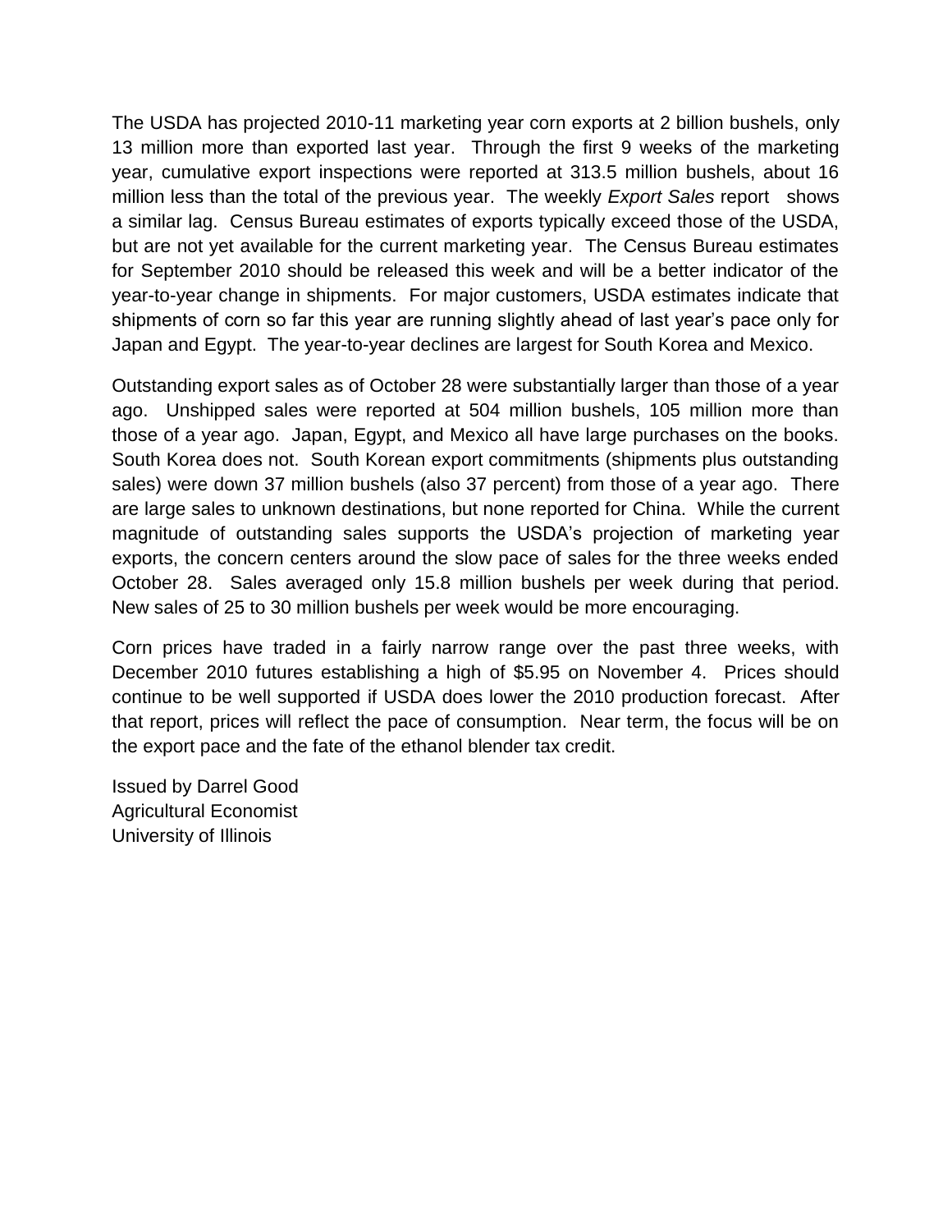The USDA has projected 2010-11 marketing year corn exports at 2 billion bushels, only 13 million more than exported last year. Through the first 9 weeks of the marketing year, cumulative export inspections were reported at 313.5 million bushels, about 16 million less than the total of the previous year. The weekly *Export Sales* report shows a similar lag. Census Bureau estimates of exports typically exceed those of the USDA, but are not yet available for the current marketing year. The Census Bureau estimates for September 2010 should be released this week and will be a better indicator of the year-to-year change in shipments. For major customers, USDA estimates indicate that shipments of corn so far this year are running slightly ahead of last year's pace only for Japan and Egypt. The year-to-year declines are largest for South Korea and Mexico.

Outstanding export sales as of October 28 were substantially larger than those of a year ago. Unshipped sales were reported at 504 million bushels, 105 million more than those of a year ago. Japan, Egypt, and Mexico all have large purchases on the books. South Korea does not. South Korean export commitments (shipments plus outstanding sales) were down 37 million bushels (also 37 percent) from those of a year ago. There are large sales to unknown destinations, but none reported for China. While the current magnitude of outstanding sales supports the USDA's projection of marketing year exports, the concern centers around the slow pace of sales for the three weeks ended October 28. Sales averaged only 15.8 million bushels per week during that period. New sales of 25 to 30 million bushels per week would be more encouraging.

Corn prices have traded in a fairly narrow range over the past three weeks, with December 2010 futures establishing a high of $5.95 on November 4. Prices should continue to be well supported if USDA does lower the 2010 production forecast. After that report, prices will reflect the pace of consumption. Near term, the focus will be on the export pace and the fate of the ethanol blender tax credit.

Issued by Darrel Good
Agricultural Economist
University of Illinois